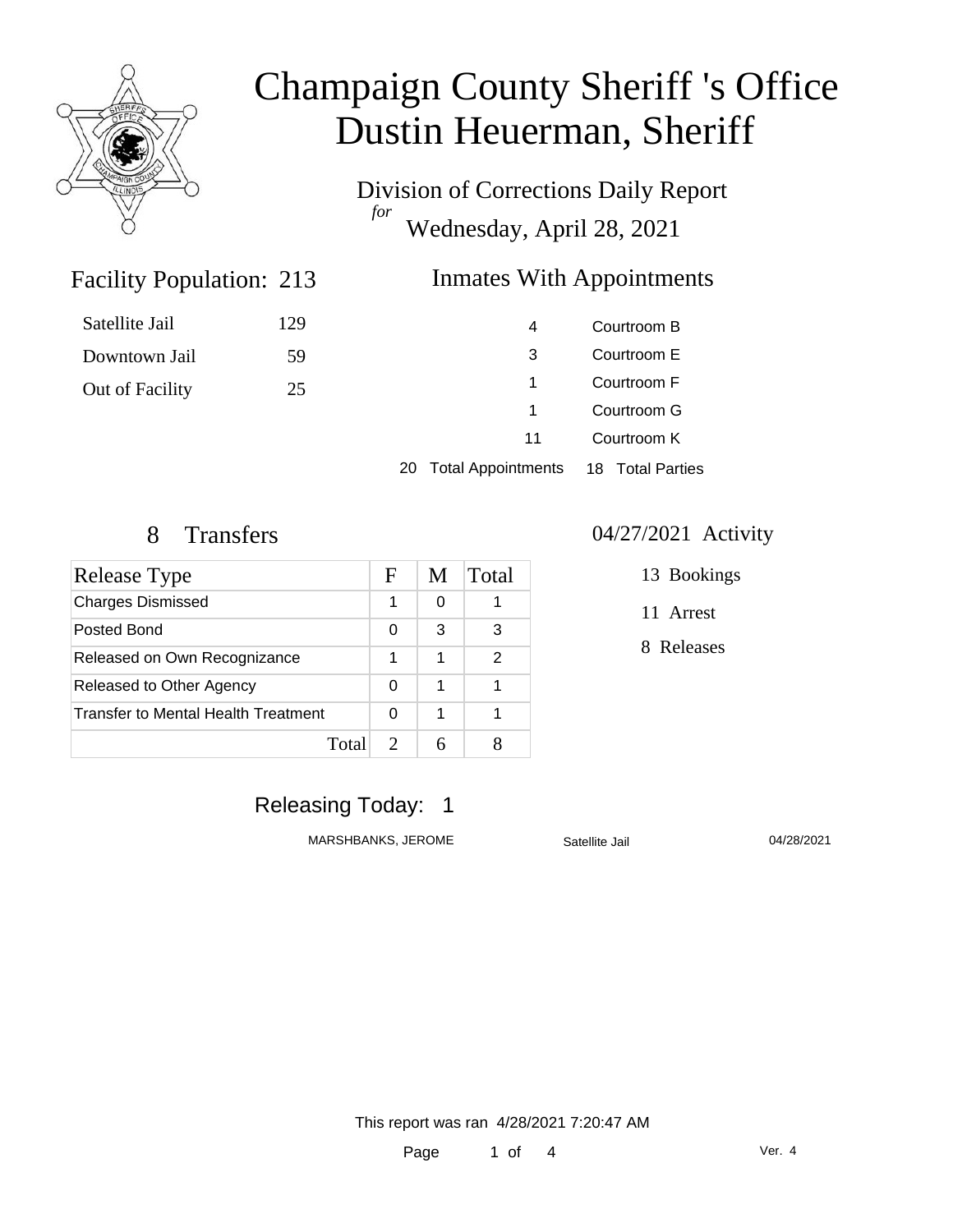# Champaign County Sheriff 's Office
# Dustin Heuerman, Sheriff

Division of Corrections Daily Report
*for*
Wednesday, April 28, 2021

## Facility Population: 213

| | |
|---|---|
| Satellite Jail | 129 |
| Downtown Jail | 59 |
| Out of Facility | 25 |

## Inmates With Appointments

| | |
|---|---|
| 4 | Courtroom B |
| 3 | Courtroom E |
| 1 | Courtroom F |
| 1 | Courtroom G |
| 11 | Courtroom K |
| 20 Total Appointments | 18 Total Parties |

## 8 Transfers

| Release Type | F | M | Total |
|---|---|---|---|
| Charges Dismissed | 1 | 0 | 1 |
| Posted Bond | 0 | 3 | 3 |
| Released on Own Recognizance | 1 | 1 | 2 |
| Released to Other Agency | 0 | 1 | 1 |
| Transfer to Mental Health Treatment | 0 | 1 | 1 |
| Total | 2 | 6 | 8 |

## 04/27/2021 Activity

13 Bookings

11 Arrest

8 Releases

## Releasing Today: 1

| | | |
|---|---|---|
| MARSHBANKS, JEROME | Satellite Jail | 04/28/2021 |

This report was ran 4/28/2021 7:20:47 AM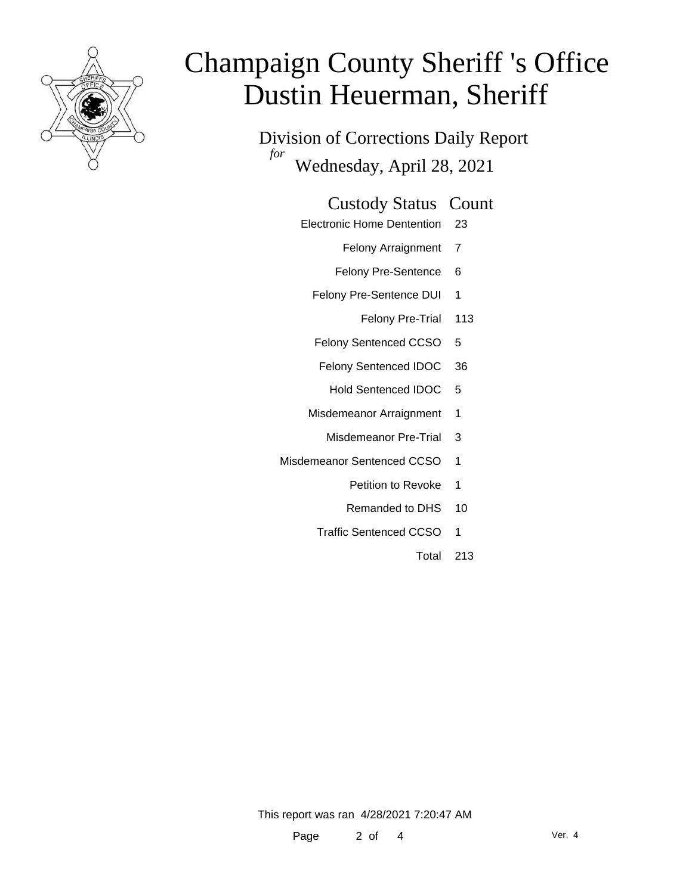# Champaign County Sheriff 's Office
# Dustin Heuerman, Sheriff

## Division of Corrections Daily Report
*for*
## Wednesday, April 28, 2021

| Custody Status | Count |
|---|---|
| Electronic Home Dentention | 23 |
| Felony Arraignment | 7 |
| Felony Pre-Sentence | 6 |
| Felony Pre-Sentence DUI | 1 |
| Felony Pre-Trial | 113 |
| Felony Sentenced CCSO | 5 |
| Felony Sentenced IDOC | 36 |
| Hold Sentenced IDOC | 5 |
| Misdemeanor Arraignment | 1 |
| Misdemeanor Pre-Trial | 3 |
| Misdemeanor Sentenced CCSO | 1 |
| Petition to Revoke | 1 |
| Remanded to DHS | 10 |
| Traffic Sentenced CCSO | 1 |
| Total | 213 |

This report was ran 4/28/2021 7:20:47 AM

Ver. 4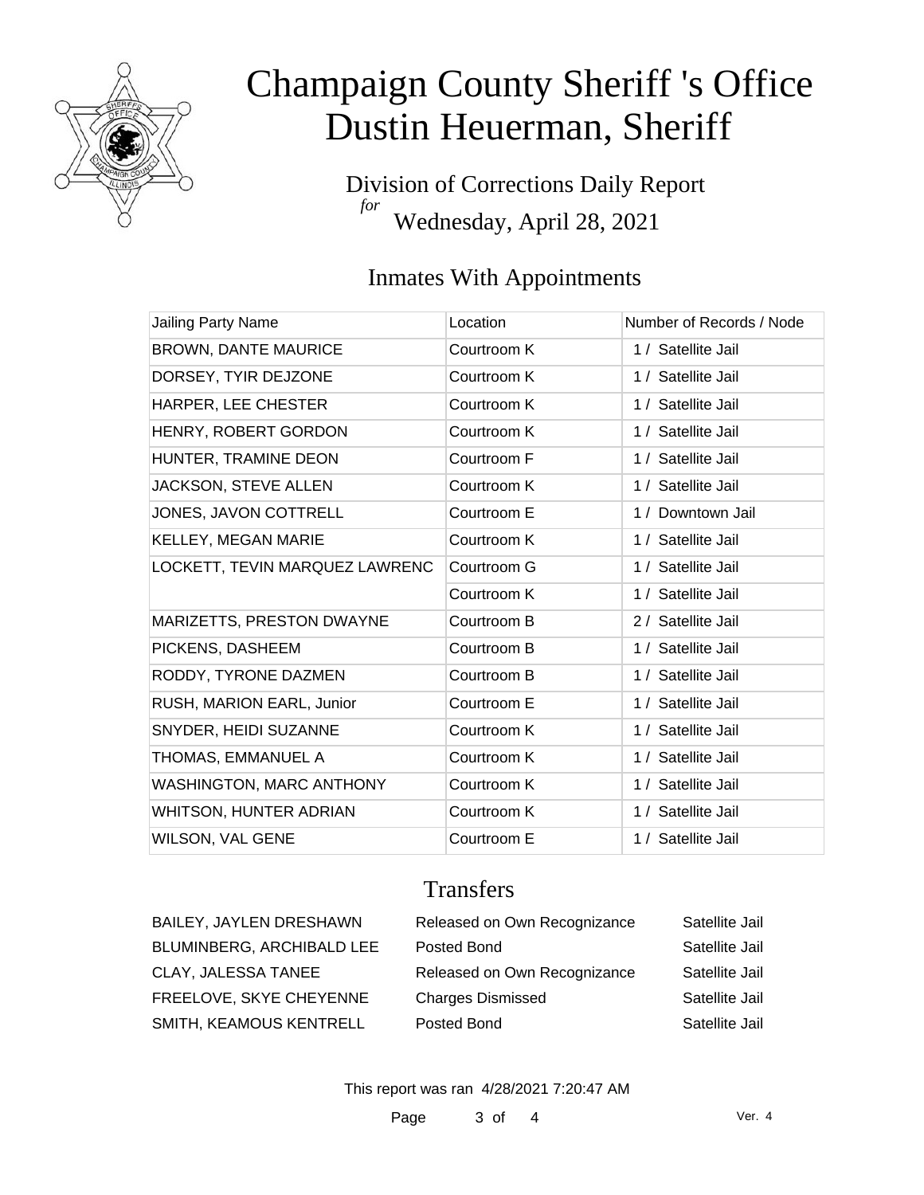# Champaign County Sheriff 's Office
# Dustin Heuerman, Sheriff

Division of Corrections Daily Report
*for*
Wednesday, April 28, 2021

## Inmates With Appointments

| Jailing Party Name | Location | Number of Records / Node |
|---|---|---|
| BROWN, DANTE MAURICE | Courtroom K | 1 / Satellite Jail |
| DORSEY, TYIR DEJZONE | Courtroom K | 1 / Satellite Jail |
| HARPER, LEE CHESTER | Courtroom K | 1 / Satellite Jail |
| HENRY, ROBERT GORDON | Courtroom K | 1 / Satellite Jail |
| HUNTER, TRAMINE DEON | Courtroom F | 1 / Satellite Jail |
| JACKSON, STEVE ALLEN | Courtroom K | 1 / Satellite Jail |
| JONES, JAVON COTTRELL | Courtroom E | 1 / Downtown Jail |
| KELLEY, MEGAN MARIE | Courtroom K | 1 / Satellite Jail |
| LOCKETT, TEVIN MARQUEZ LAWRENC | Courtroom G | 1 / Satellite Jail |
| | Courtroom K | 1 / Satellite Jail |
| MARIZETTS, PRESTON DWAYNE | Courtroom B | 2 / Satellite Jail |
| PICKENS, DASHEEM | Courtroom B | 1 / Satellite Jail |
| RODDY, TYRONE DAZMEN | Courtroom B | 1 / Satellite Jail |
| RUSH, MARION EARL, Junior | Courtroom E | 1 / Satellite Jail |
| SNYDER, HEIDI SUZANNE | Courtroom K | 1 / Satellite Jail |
| THOMAS, EMMANUEL A | Courtroom K | 1 / Satellite Jail |
| WASHINGTON, MARC ANTHONY | Courtroom K | 1 / Satellite Jail |
| WHITSON, HUNTER ADRIAN | Courtroom K | 1 / Satellite Jail |
| WILSON, VAL GENE | Courtroom E | 1 / Satellite Jail |

## Transfers

| | | |
|---|---|---|
| BAILEY, JAYLEN DRESHAWN | Released on Own Recognizance | Satellite Jail |
| BLUMINBERG, ARCHIBALD LEE | Posted Bond | Satellite Jail |
| CLAY, JALESSA TANEE | Released on Own Recognizance | Satellite Jail |
| FREELOVE, SKYE CHEYENNE | Charges Dismissed | Satellite Jail |
| SMITH, KEAMOUS KENTRELL | Posted Bond | Satellite Jail |

This report was ran 4/28/2021 7:20:47 AM

Ver. 4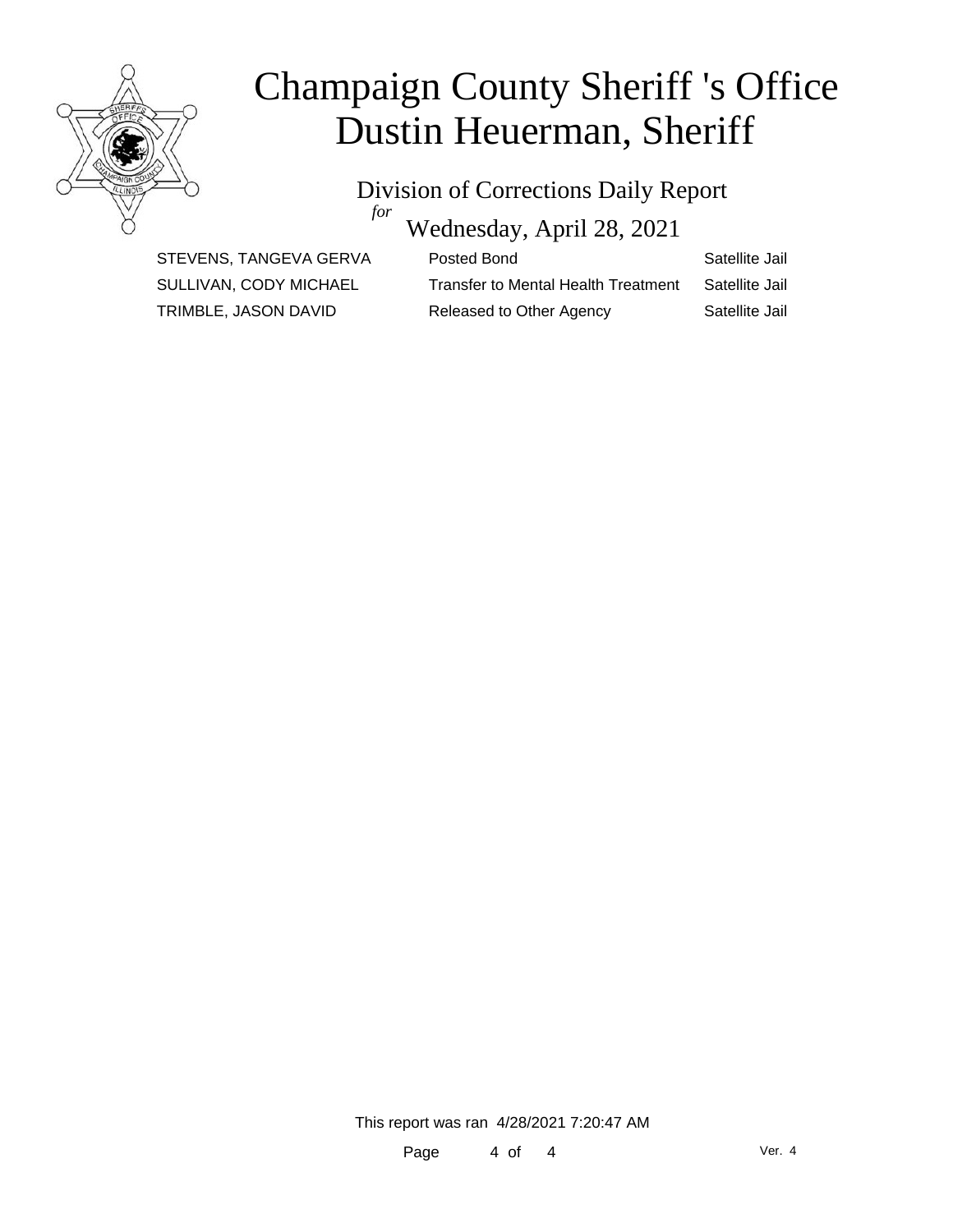# Champaign County Sheriff 's Office
# Dustin Heuerman, Sheriff

Division of Corrections Daily Report
*for*
Wednesday, April 28, 2021

| | | |
|---|---|---|
| STEVENS, TANGEVA GERVA | Posted Bond | Satellite Jail |
| SULLIVAN, CODY MICHAEL | Transfer to Mental Health Treatment | Satellite Jail |
| TRIMBLE, JASON DAVID | Released to Other Agency | Satellite Jail |

This report was ran 4/28/2021 7:20:47 AM

Ver. 4